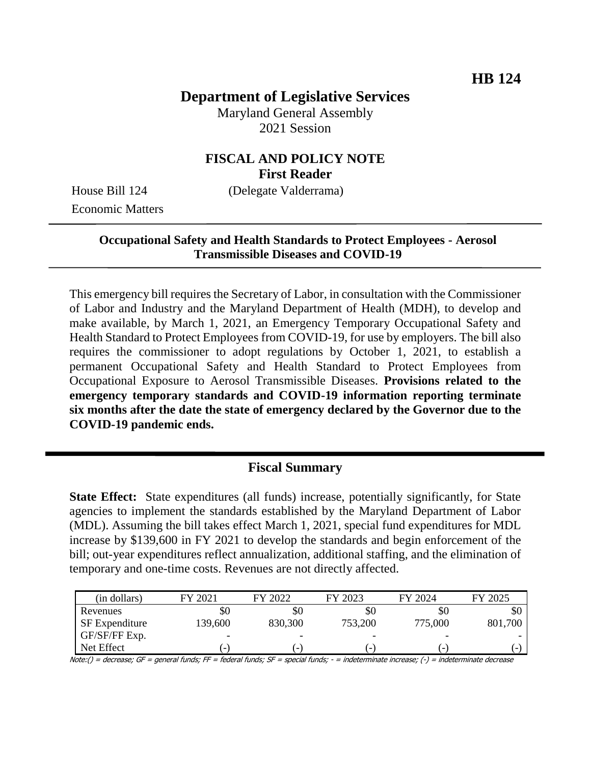**HB 124**

# Department of Legislative Services

Maryland General Assembly
2021 Session

## FISCAL AND POLICY NOTE
**First Reader**

House Bill 124 (Delegate Valderrama)
Economic Matters

**Occupational Safety and Health Standards to Protect Employees - Aerosol Transmissible Diseases and COVID-19**

This emergency bill requires the Secretary of Labor, in consultation with the Commissioner of Labor and Industry and the Maryland Department of Health (MDH), to develop and make available, by March 1, 2021, an Emergency Temporary Occupational Safety and Health Standard to Protect Employees from COVID-19, for use by employers. The bill also requires the commissioner to adopt regulations by October 1, 2021, to establish a permanent Occupational Safety and Health Standard to Protect Employees from Occupational Exposure to Aerosol Transmissible Diseases. **Provisions related to the emergency temporary standards and COVID-19 information reporting terminate six months after the date the state of emergency declared by the Governor due to the COVID-19 pandemic ends.**

## Fiscal Summary

**State Effect:** State expenditures (all funds) increase, potentially significantly, for State agencies to implement the standards established by the Maryland Department of Labor (MDL). Assuming the bill takes effect March 1, 2021, special fund expenditures for MDL increase by $139,600 in FY 2021 to develop the standards and begin enforcement of the bill; out-year expenditures reflect annualization, additional staffing, and the elimination of temporary and one-time costs. Revenues are not directly affected.

| (in dollars) | FY 2021 | FY 2022 | FY 2023 | FY 2024 | FY 2025 |
|---|---|---|---|---|---|
| Revenues | $0 | $0 | $0 | $0 | $0 |
| SF Expenditure | 139,600 | 830,300 | 753,200 | 775,000 | 801,700 |
| GF/SF/FF Exp. | - | - | - | - | - |
| Net Effect | (-) | (-) | (-) | (-) | (-) |

Note:() = decrease; GF = general funds; FF = federal funds; SF = special funds; - = indeterminate increase; (-) = indeterminate decrease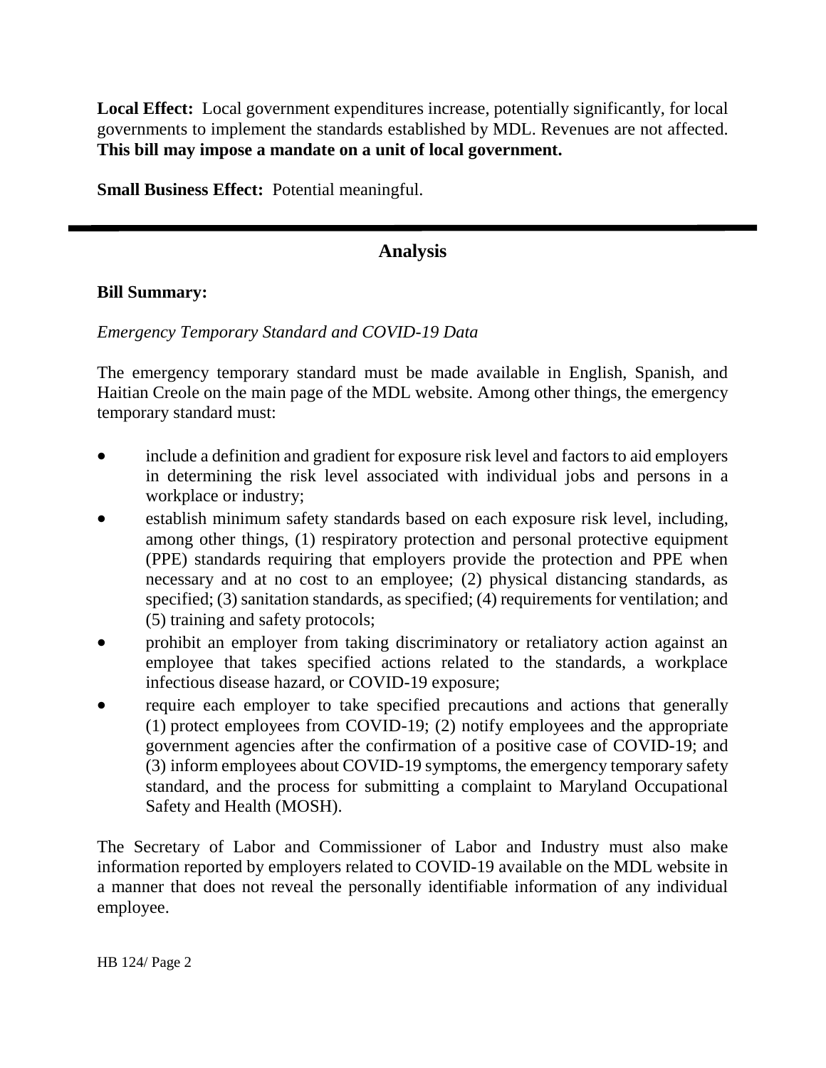**Local Effect:** Local government expenditures increase, potentially significantly, for local governments to implement the standards established by MDL. Revenues are not affected. **This bill may impose a mandate on a unit of local government.**

**Small Business Effect:** Potential meaningful.

---

## Analysis

**Bill Summary:**

*Emergency Temporary Standard and COVID-19 Data*

The emergency temporary standard must be made available in English, Spanish, and Haitian Creole on the main page of the MDL website. Among other things, the emergency temporary standard must:

- include a definition and gradient for exposure risk level and factors to aid employers in determining the risk level associated with individual jobs and persons in a workplace or industry;
- establish minimum safety standards based on each exposure risk level, including, among other things, (1) respiratory protection and personal protective equipment (PPE) standards requiring that employers provide the protection and PPE when necessary and at no cost to an employee; (2) physical distancing standards, as specified; (3) sanitation standards, as specified; (4) requirements for ventilation; and (5) training and safety protocols;
- prohibit an employer from taking discriminatory or retaliatory action against an employee that takes specified actions related to the standards, a workplace infectious disease hazard, or COVID-19 exposure;
- require each employer to take specified precautions and actions that generally (1) protect employees from COVID-19; (2) notify employees and the appropriate government agencies after the confirmation of a positive case of COVID-19; and (3) inform employees about COVID-19 symptoms, the emergency temporary safety standard, and the process for submitting a complaint to Maryland Occupational Safety and Health (MOSH).

The Secretary of Labor and Commissioner of Labor and Industry must also make information reported by employers related to COVID-19 available on the MDL website in a manner that does not reveal the personally identifiable information of any individual employee.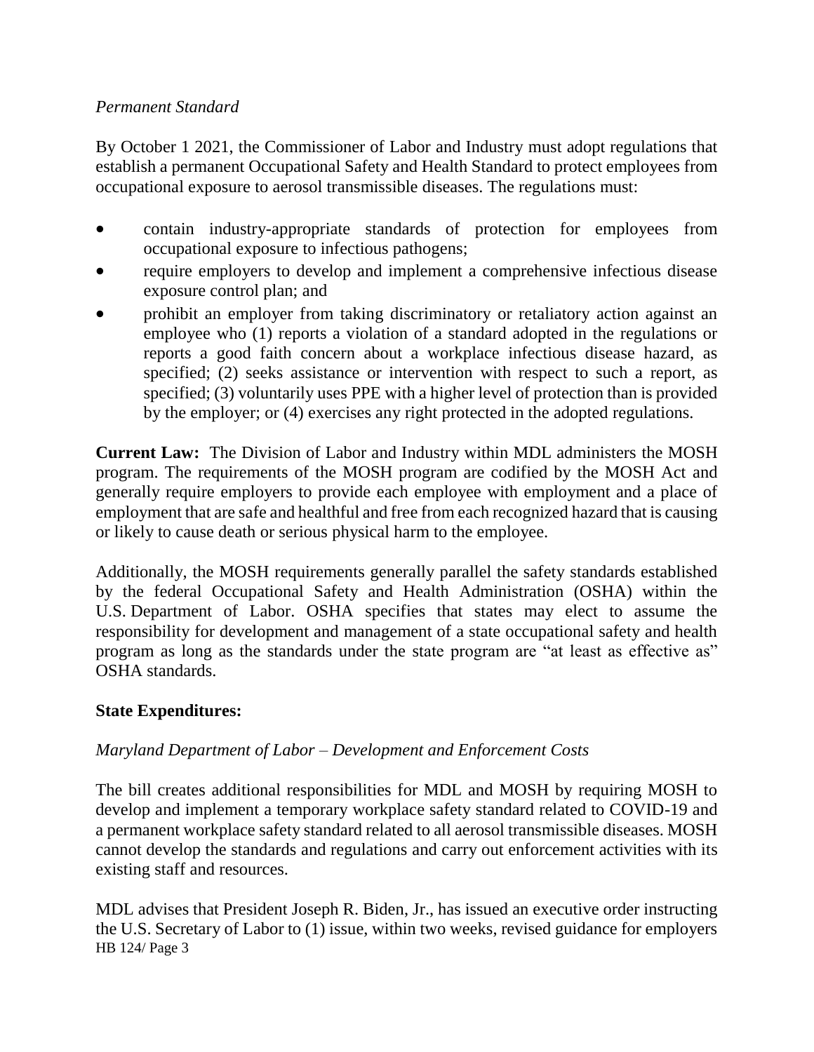*Permanent Standard*

By October 1 2021, the Commissioner of Labor and Industry must adopt regulations that establish a permanent Occupational Safety and Health Standard to protect employees from occupational exposure to aerosol transmissible diseases. The regulations must:

- contain industry-appropriate standards of protection for employees from occupational exposure to infectious pathogens;
- require employers to develop and implement a comprehensive infectious disease exposure control plan; and
- prohibit an employer from taking discriminatory or retaliatory action against an employee who (1) reports a violation of a standard adopted in the regulations or reports a good faith concern about a workplace infectious disease hazard, as specified; (2) seeks assistance or intervention with respect to such a report, as specified; (3) voluntarily uses PPE with a higher level of protection than is provided by the employer; or (4) exercises any right protected in the adopted regulations.

**Current Law:** The Division of Labor and Industry within MDL administers the MOSH program. The requirements of the MOSH program are codified by the MOSH Act and generally require employers to provide each employee with employment and a place of employment that are safe and healthful and free from each recognized hazard that is causing or likely to cause death or serious physical harm to the employee.

Additionally, the MOSH requirements generally parallel the safety standards established by the federal Occupational Safety and Health Administration (OSHA) within the U.S. Department of Labor. OSHA specifies that states may elect to assume the responsibility for development and management of a state occupational safety and health program as long as the standards under the state program are "at least as effective as" OSHA standards.

**State Expenditures:**

*Maryland Department of Labor – Development and Enforcement Costs*

The bill creates additional responsibilities for MDL and MOSH by requiring MOSH to develop and implement a temporary workplace safety standard related to COVID-19 and a permanent workplace safety standard related to all aerosol transmissible diseases. MOSH cannot develop the standards and regulations and carry out enforcement activities with its existing staff and resources.

MDL advises that President Joseph R. Biden, Jr., has issued an executive order instructing the U.S. Secretary of Labor to (1) issue, within two weeks, revised guidance for employers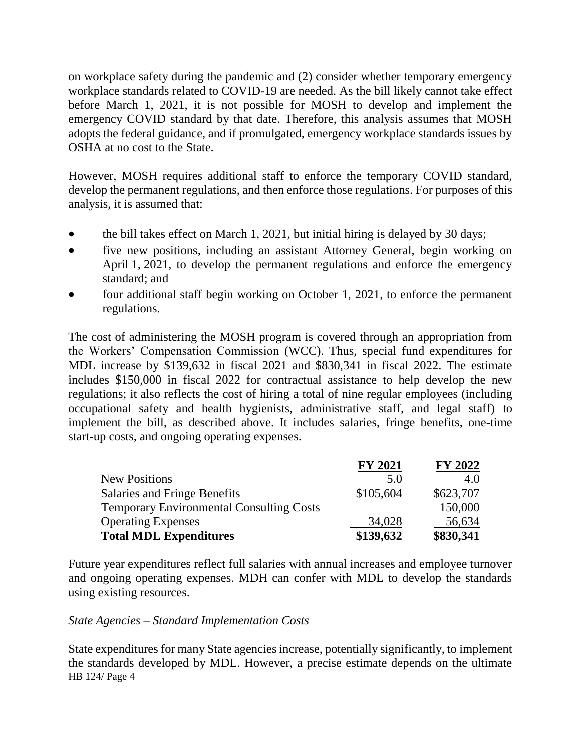on workplace safety during the pandemic and (2) consider whether temporary emergency workplace standards related to COVID-19 are needed. As the bill likely cannot take effect before March 1, 2021, it is not possible for MOSH to develop and implement the emergency COVID standard by that date. Therefore, this analysis assumes that MOSH adopts the federal guidance, and if promulgated, emergency workplace standards issues by OSHA at no cost to the State.

However, MOSH requires additional staff to enforce the temporary COVID standard, develop the permanent regulations, and then enforce those regulations. For purposes of this analysis, it is assumed that:

- the bill takes effect on March 1, 2021, but initial hiring is delayed by 30 days;
- five new positions, including an assistant Attorney General, begin working on April 1, 2021, to develop the permanent regulations and enforce the emergency standard; and
- four additional staff begin working on October 1, 2021, to enforce the permanent regulations.

The cost of administering the MOSH program is covered through an appropriation from the Workers' Compensation Commission (WCC). Thus, special fund expenditures for MDL increase by $139,632 in fiscal 2021 and $830,341 in fiscal 2022. The estimate includes $150,000 in fiscal 2022 for contractual assistance to help develop the new regulations; it also reflects the cost of hiring a total of nine regular employees (including occupational safety and health hygienists, administrative staff, and legal staff) to implement the bill, as described above. It includes salaries, fringe benefits, one-time start-up costs, and ongoing operating expenses.

| | FY 2021 | FY 2022 |
|---|---|---|
| New Positions | 5.0 | 4.0 |
| Salaries and Fringe Benefits | $105,604 | $623,707 |
| Temporary Environmental Consulting Costs | | 150,000 |
| Operating Expenses | 34,028 | 56,634 |
| **Total MDL Expenditures** | **$139,632** | **$830,341** |

Future year expenditures reflect full salaries with annual increases and employee turnover and ongoing operating expenses. MDH can confer with MDL to develop the standards using existing resources.

*State Agencies – Standard Implementation Costs*

State expenditures for many State agencies increase, potentially significantly, to implement the standards developed by MDL. However, a precise estimate depends on the ultimate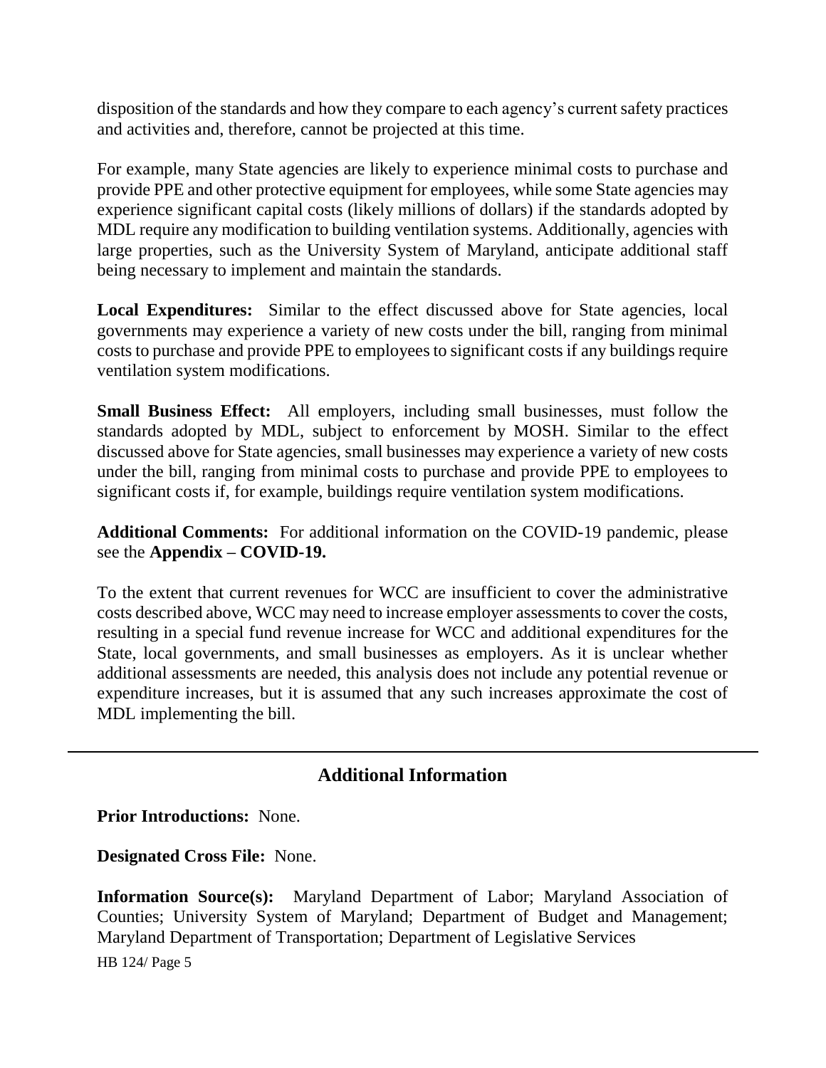disposition of the standards and how they compare to each agency's current safety practices and activities and, therefore, cannot be projected at this time.

For example, many State agencies are likely to experience minimal costs to purchase and provide PPE and other protective equipment for employees, while some State agencies may experience significant capital costs (likely millions of dollars) if the standards adopted by MDL require any modification to building ventilation systems. Additionally, agencies with large properties, such as the University System of Maryland, anticipate additional staff being necessary to implement and maintain the standards.

**Local Expenditures:** Similar to the effect discussed above for State agencies, local governments may experience a variety of new costs under the bill, ranging from minimal costs to purchase and provide PPE to employees to significant costs if any buildings require ventilation system modifications.

**Small Business Effect:** All employers, including small businesses, must follow the standards adopted by MDL, subject to enforcement by MOSH. Similar to the effect discussed above for State agencies, small businesses may experience a variety of new costs under the bill, ranging from minimal costs to purchase and provide PPE to employees to significant costs if, for example, buildings require ventilation system modifications.

**Additional Comments:** For additional information on the COVID-19 pandemic, please see the **Appendix – COVID-19.**

To the extent that current revenues for WCC are insufficient to cover the administrative costs described above, WCC may need to increase employer assessments to cover the costs, resulting in a special fund revenue increase for WCC and additional expenditures for the State, local governments, and small businesses as employers. As it is unclear whether additional assessments are needed, this analysis does not include any potential revenue or expenditure increases, but it is assumed that any such increases approximate the cost of MDL implementing the bill.

## Additional Information

**Prior Introductions:** None.

**Designated Cross File:** None.

**Information Source(s):** Maryland Department of Labor; Maryland Association of Counties; University System of Maryland; Department of Budget and Management; Maryland Department of Transportation; Department of Legislative Services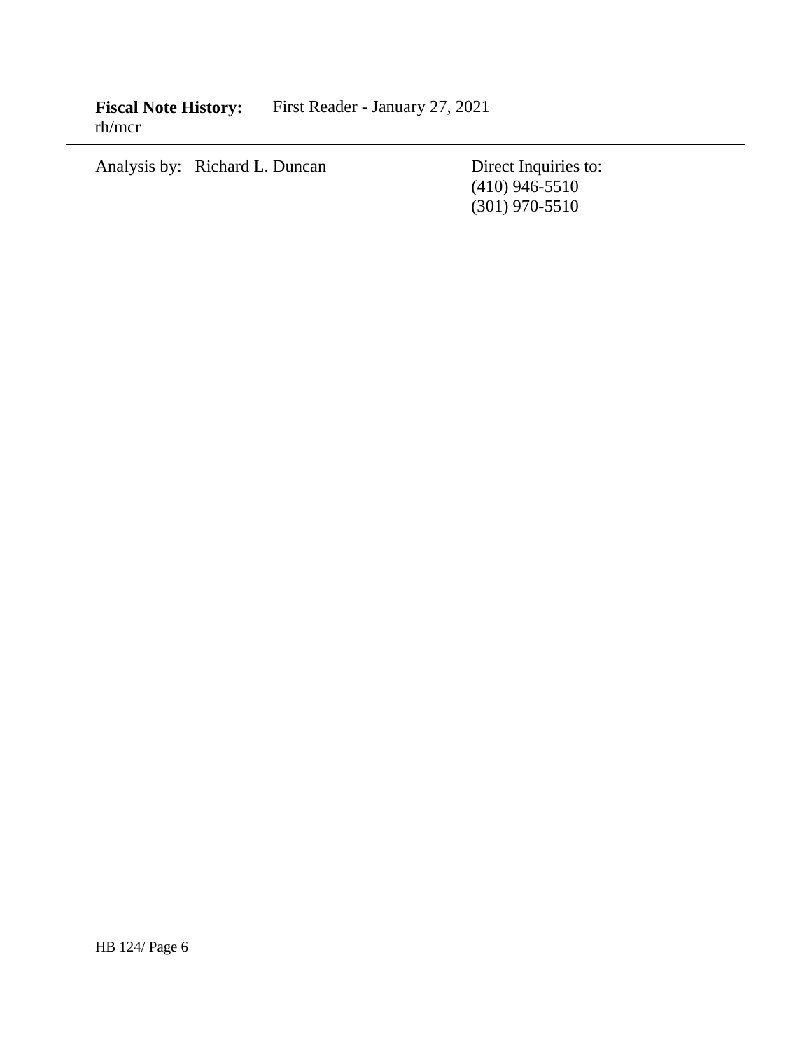**Fiscal Note History:** First Reader - January 27, 2021
rh/mcr

---

Analysis by: Richard L. Duncan

Direct Inquiries to:
(410) 946-5510
(301) 970-5510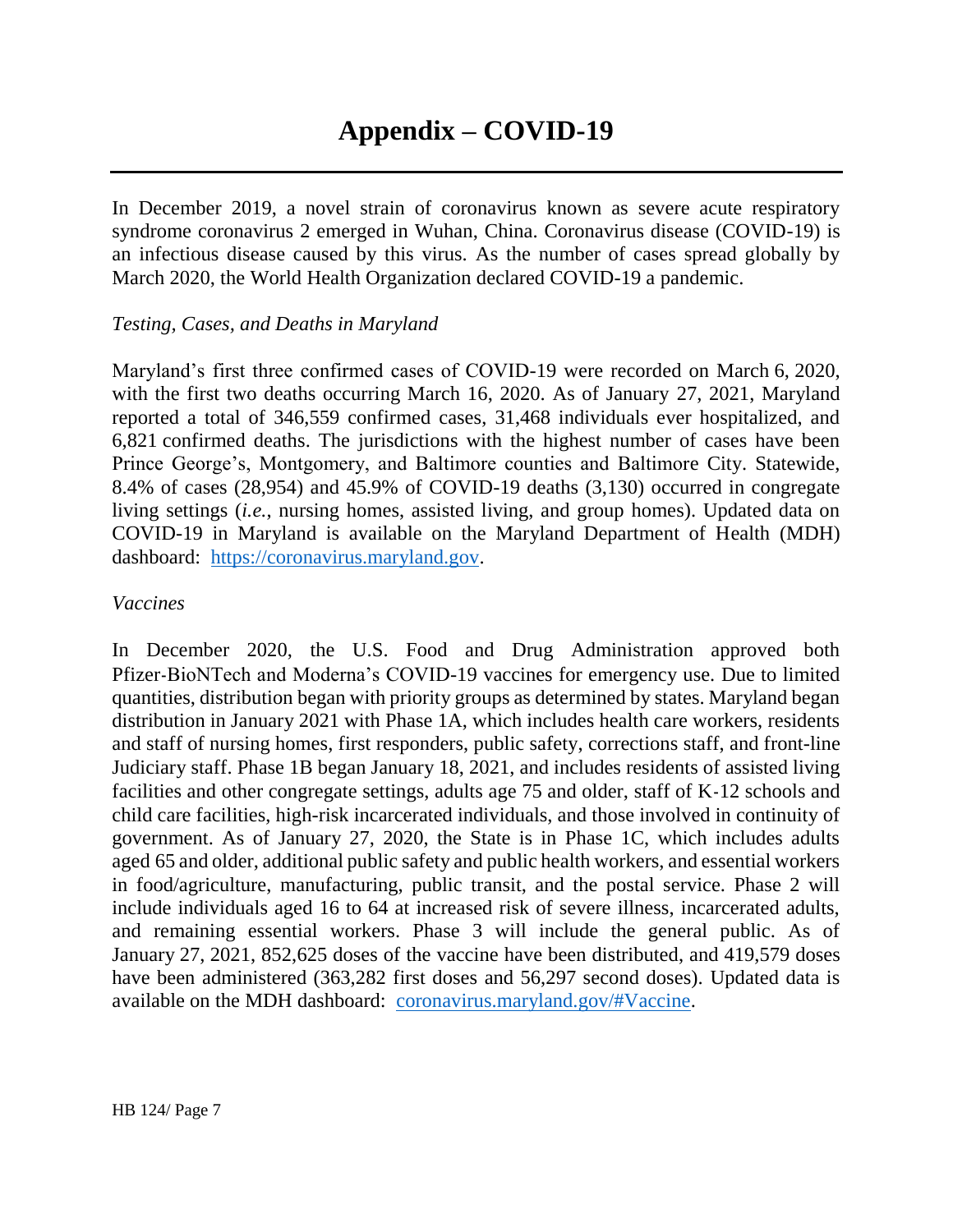# Appendix – COVID-19

In December 2019, a novel strain of coronavirus known as severe acute respiratory syndrome coronavirus 2 emerged in Wuhan, China. Coronavirus disease (COVID-19) is an infectious disease caused by this virus. As the number of cases spread globally by March 2020, the World Health Organization declared COVID-19 a pandemic.

*Testing, Cases, and Deaths in Maryland*

Maryland's first three confirmed cases of COVID-19 were recorded on March 6, 2020, with the first two deaths occurring March 16, 2020. As of January 27, 2021, Maryland reported a total of 346,559 confirmed cases, 31,468 individuals ever hospitalized, and 6,821 confirmed deaths. The jurisdictions with the highest number of cases have been Prince George's, Montgomery, and Baltimore counties and Baltimore City. Statewide, 8.4% of cases (28,954) and 45.9% of COVID-19 deaths (3,130) occurred in congregate living settings (*i.e.*, nursing homes, assisted living, and group homes). Updated data on COVID-19 in Maryland is available on the Maryland Department of Health (MDH) dashboard: [https://coronavirus.maryland.gov](https://coronavirus.maryland.gov).

*Vaccines*

In December 2020, the U.S. Food and Drug Administration approved both Pfizer-BioNTech and Moderna's COVID-19 vaccines for emergency use. Due to limited quantities, distribution began with priority groups as determined by states. Maryland began distribution in January 2021 with Phase 1A, which includes health care workers, residents and staff of nursing homes, first responders, public safety, corrections staff, and front-line Judiciary staff. Phase 1B began January 18, 2021, and includes residents of assisted living facilities and other congregate settings, adults age 75 and older, staff of K-12 schools and child care facilities, high-risk incarcerated individuals, and those involved in continuity of government. As of January 27, 2020, the State is in Phase 1C, which includes adults aged 65 and older, additional public safety and public health workers, and essential workers in food/agriculture, manufacturing, public transit, and the postal service. Phase 2 will include individuals aged 16 to 64 at increased risk of severe illness, incarcerated adults, and remaining essential workers. Phase 3 will include the general public. As of January 27, 2021, 852,625 doses of the vaccine have been distributed, and 419,579 doses have been administered (363,282 first doses and 56,297 second doses). Updated data is available on the MDH dashboard: [coronavirus.maryland.gov/#Vaccine](https://coronavirus.maryland.gov/#Vaccine).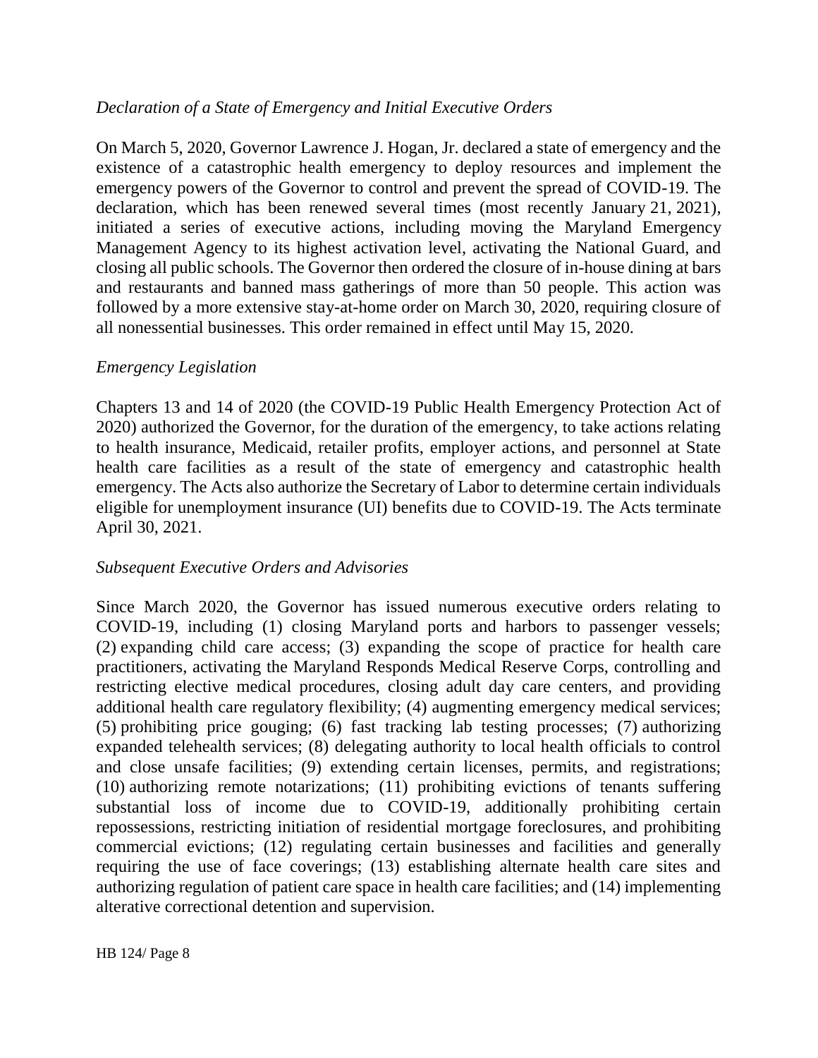*Declaration of a State of Emergency and Initial Executive Orders*

On March 5, 2020, Governor Lawrence J. Hogan, Jr. declared a state of emergency and the existence of a catastrophic health emergency to deploy resources and implement the emergency powers of the Governor to control and prevent the spread of COVID-19. The declaration, which has been renewed several times (most recently January 21, 2021), initiated a series of executive actions, including moving the Maryland Emergency Management Agency to its highest activation level, activating the National Guard, and closing all public schools. The Governor then ordered the closure of in-house dining at bars and restaurants and banned mass gatherings of more than 50 people. This action was followed by a more extensive stay-at-home order on March 30, 2020, requiring closure of all nonessential businesses. This order remained in effect until May 15, 2020.

*Emergency Legislation*

Chapters 13 and 14 of 2020 (the COVID-19 Public Health Emergency Protection Act of 2020) authorized the Governor, for the duration of the emergency, to take actions relating to health insurance, Medicaid, retailer profits, employer actions, and personnel at State health care facilities as a result of the state of emergency and catastrophic health emergency. The Acts also authorize the Secretary of Labor to determine certain individuals eligible for unemployment insurance (UI) benefits due to COVID-19. The Acts terminate April 30, 2021.

*Subsequent Executive Orders and Advisories*

Since March 2020, the Governor has issued numerous executive orders relating to COVID-19, including (1) closing Maryland ports and harbors to passenger vessels; (2) expanding child care access; (3) expanding the scope of practice for health care practitioners, activating the Maryland Responds Medical Reserve Corps, controlling and restricting elective medical procedures, closing adult day care centers, and providing additional health care regulatory flexibility; (4) augmenting emergency medical services; (5) prohibiting price gouging; (6) fast tracking lab testing processes; (7) authorizing expanded telehealth services; (8) delegating authority to local health officials to control and close unsafe facilities; (9) extending certain licenses, permits, and registrations; (10) authorizing remote notarizations; (11) prohibiting evictions of tenants suffering substantial loss of income due to COVID-19, additionally prohibiting certain repossessions, restricting initiation of residential mortgage foreclosures, and prohibiting commercial evictions; (12) regulating certain businesses and facilities and generally requiring the use of face coverings; (13) establishing alternate health care sites and authorizing regulation of patient care space in health care facilities; and (14) implementing alterative correctional detention and supervision.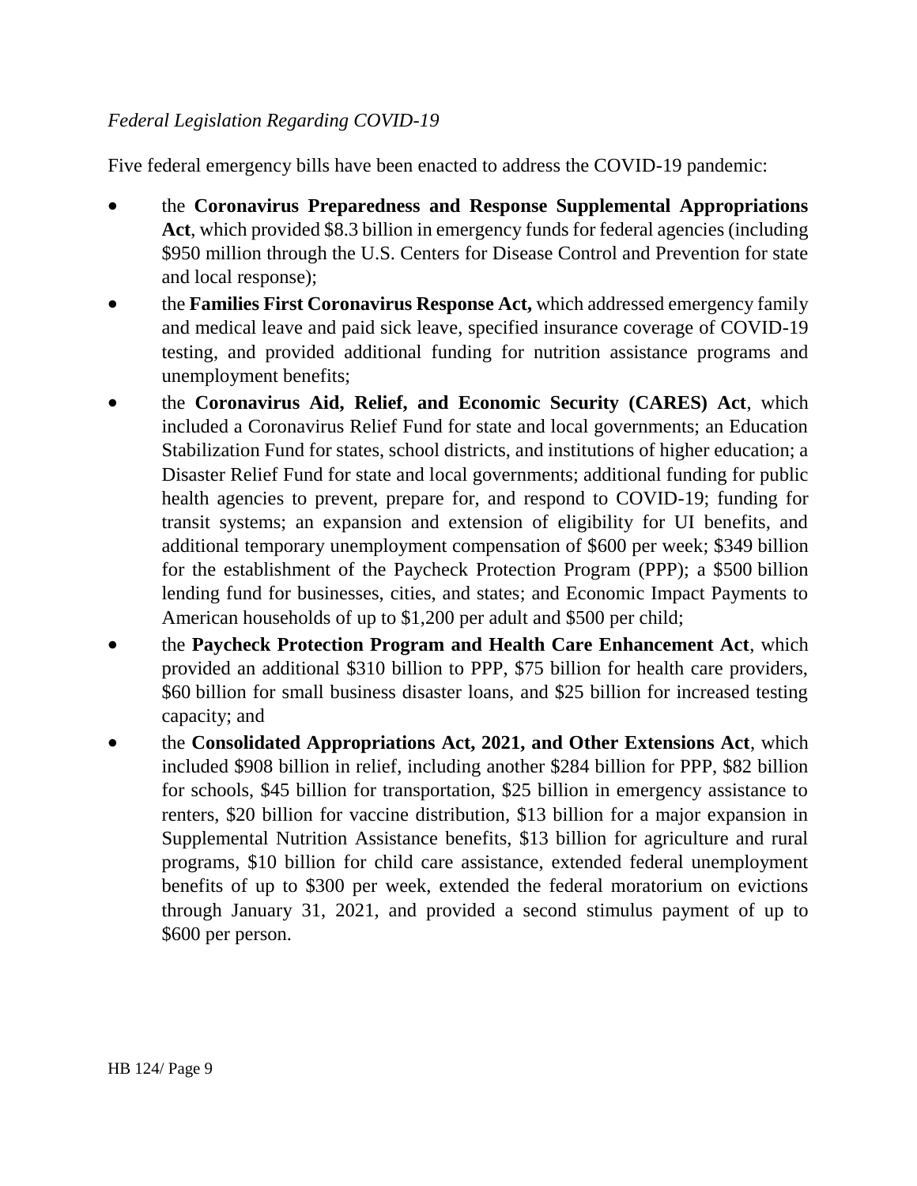*Federal Legislation Regarding COVID-19*

Five federal emergency bills have been enacted to address the COVID-19 pandemic:

- the **Coronavirus Preparedness and Response Supplemental Appropriations Act**, which provided $8.3 billion in emergency funds for federal agencies (including $950 million through the U.S. Centers for Disease Control and Prevention for state and local response);
- the **Families First Coronavirus Response Act,** which addressed emergency family and medical leave and paid sick leave, specified insurance coverage of COVID-19 testing, and provided additional funding for nutrition assistance programs and unemployment benefits;
- the **Coronavirus Aid, Relief, and Economic Security (CARES) Act**, which included a Coronavirus Relief Fund for state and local governments; an Education Stabilization Fund for states, school districts, and institutions of higher education; a Disaster Relief Fund for state and local governments; additional funding for public health agencies to prevent, prepare for, and respond to COVID-19; funding for transit systems; an expansion and extension of eligibility for UI benefits, and additional temporary unemployment compensation of $600 per week; $349 billion for the establishment of the Paycheck Protection Program (PPP); a $500 billion lending fund for businesses, cities, and states; and Economic Impact Payments to American households of up to $1,200 per adult and $500 per child;
- the **Paycheck Protection Program and Health Care Enhancement Act**, which provided an additional $310 billion to PPP, $75 billion for health care providers, $60 billion for small business disaster loans, and $25 billion for increased testing capacity; and
- the **Consolidated Appropriations Act, 2021, and Other Extensions Act**, which included $908 billion in relief, including another $284 billion for PPP, $82 billion for schools, $45 billion for transportation, $25 billion in emergency assistance to renters, $20 billion for vaccine distribution, $13 billion for a major expansion in Supplemental Nutrition Assistance benefits, $13 billion for agriculture and rural programs, $10 billion for child care assistance, extended federal unemployment benefits of up to $300 per week, extended the federal moratorium on evictions through January 31, 2021, and provided a second stimulus payment of up to $600 per person.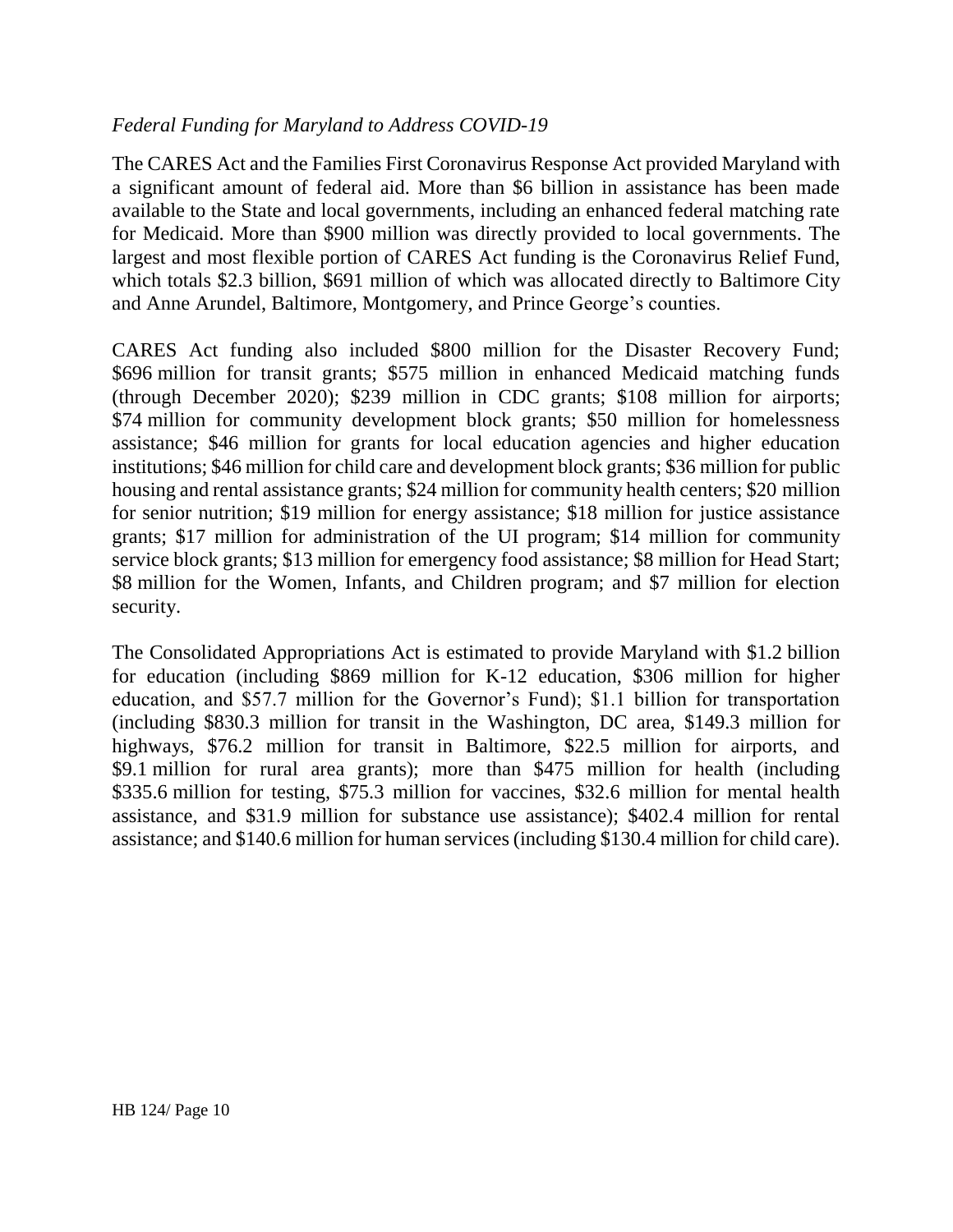*Federal Funding for Maryland to Address COVID-19*

The CARES Act and the Families First Coronavirus Response Act provided Maryland with a significant amount of federal aid. More than $6 billion in assistance has been made available to the State and local governments, including an enhanced federal matching rate for Medicaid. More than $900 million was directly provided to local governments. The largest and most flexible portion of CARES Act funding is the Coronavirus Relief Fund, which totals $2.3 billion, $691 million of which was allocated directly to Baltimore City and Anne Arundel, Baltimore, Montgomery, and Prince George's counties.

CARES Act funding also included $800 million for the Disaster Recovery Fund; $696 million for transit grants; $575 million in enhanced Medicaid matching funds (through December 2020); $239 million in CDC grants; $108 million for airports; $74 million for community development block grants; $50 million for homelessness assistance; $46 million for grants for local education agencies and higher education institutions; $46 million for child care and development block grants; $36 million for public housing and rental assistance grants; $24 million for community health centers; $20 million for senior nutrition; $19 million for energy assistance; $18 million for justice assistance grants; $17 million for administration of the UI program; $14 million for community service block grants; $13 million for emergency food assistance; $8 million for Head Start; $8 million for the Women, Infants, and Children program; and $7 million for election security.

The Consolidated Appropriations Act is estimated to provide Maryland with $1.2 billion for education (including $869 million for K-12 education, $306 million for higher education, and $57.7 million for the Governor's Fund); $1.1 billion for transportation (including $830.3 million for transit in the Washington, DC area, $149.3 million for highways, $76.2 million for transit in Baltimore, $22.5 million for airports, and $9.1 million for rural area grants); more than $475 million for health (including $335.6 million for testing, $75.3 million for vaccines, $32.6 million for mental health assistance, and $31.9 million for substance use assistance); $402.4 million for rental assistance; and $140.6 million for human services (including $130.4 million for child care).